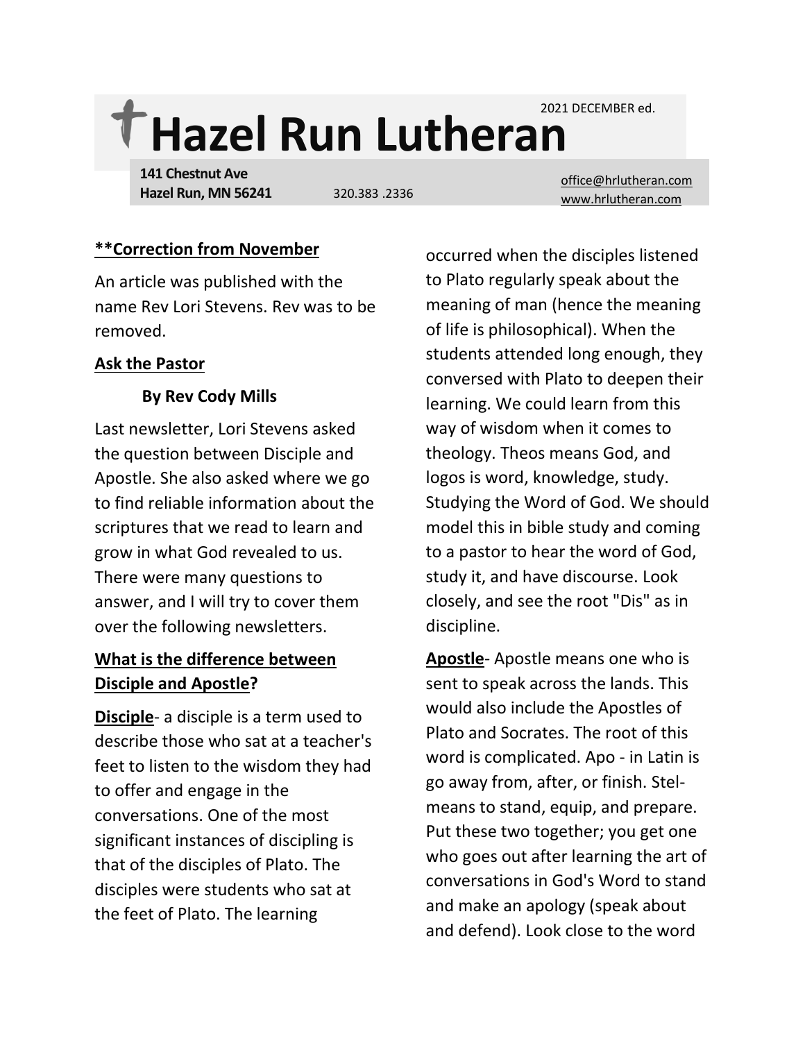# Hazel Run Lutheran

2021 DECEMBER ed.

**141 Chestnut Ave**
**Hazel Run, MN 56241** 320.383 .2336

office@hrlutheran.com
www.hrlutheran.com

**\*\*Correction from November**

An article was published with the name Rev Lori Stevens. Rev was to be removed.

## Ask the Pastor

**By Rev Cody Mills**

Last newsletter, Lori Stevens asked the question between Disciple and Apostle. She also asked where we go to find reliable information about the scriptures that we read to learn and grow in what God revealed to us. There were many questions to answer, and I will try to cover them over the following newsletters.

### What is the difference between Disciple and Apostle?

**Disciple**- a disciple is a term used to describe those who sat at a teacher's feet to listen to the wisdom they had to offer and engage in the conversations. One of the most significant instances of discipling is that of the disciples of Plato. The disciples were students who sat at the feet of Plato. The learning occurred when the disciples listened to Plato regularly speak about the meaning of man (hence the meaning of life is philosophical). When the students attended long enough, they conversed with Plato to deepen their learning. We could learn from this way of wisdom when it comes to theology. Theos means God, and logos is word, knowledge, study. Studying the Word of God. We should model this in bible study and coming to a pastor to hear the word of God, study it, and have discourse. Look closely, and see the root "Dis" as in discipline.

**Apostle**- Apostle means one who is sent to speak across the lands. This would also include the Apostles of Plato and Socrates. The root of this word is complicated. Apo - in Latin is go away from, after, or finish. Stel- means to stand, equip, and prepare. Put these two together; you get one who goes out after learning the art of conversations in God's Word to stand and make an apology (speak about and defend). Look close to the word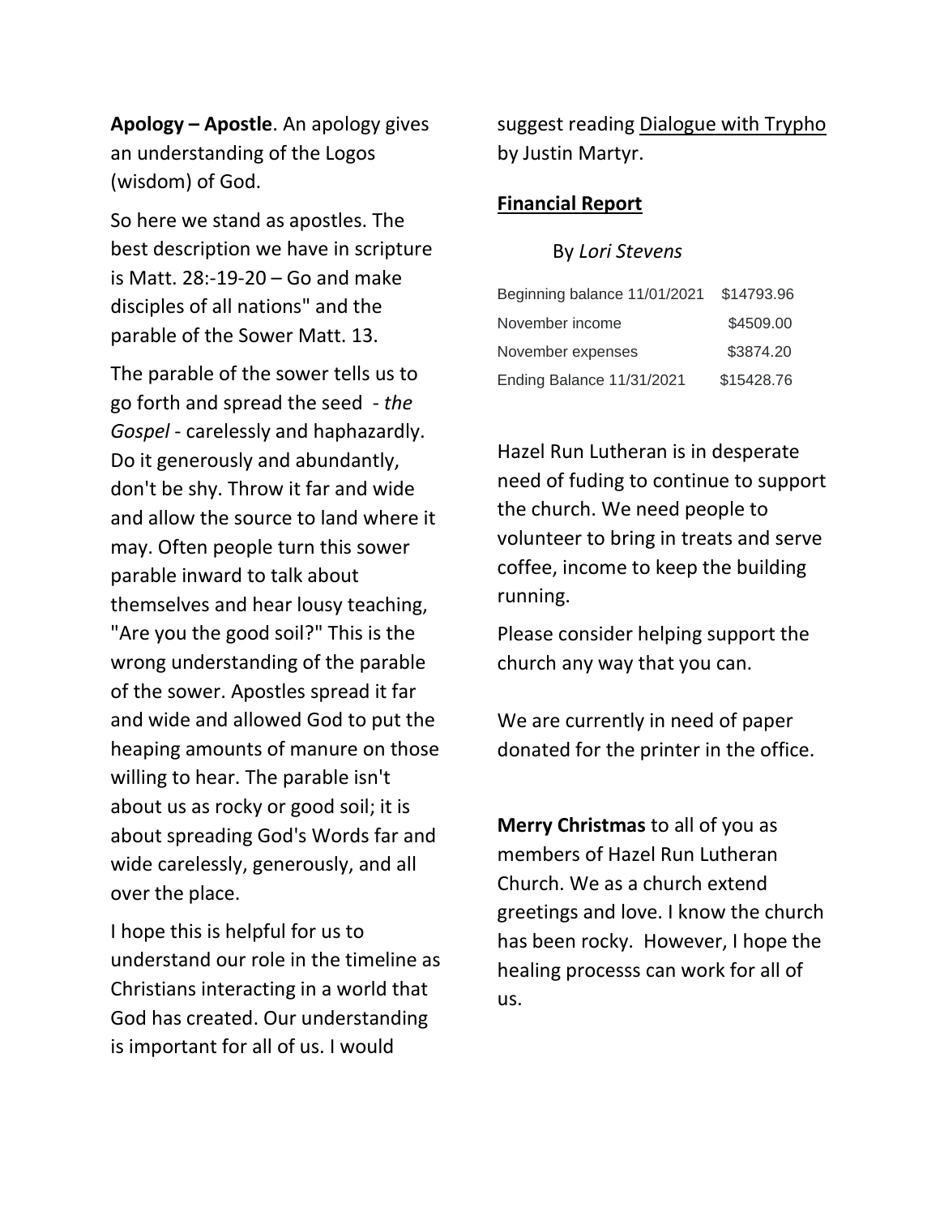**Apology – Apostle**. An apology gives an understanding of the Logos (wisdom) of God.

So here we stand as apostles. The best description we have in scripture is Matt. 28:-19-20 – Go and make disciples of all nations" and the parable of the Sower Matt. 13.

The parable of the sower tells us to go forth and spread the seed - *the Gospel* - carelessly and haphazardly. Do it generously and abundantly, don't be shy. Throw it far and wide and allow the source to land where it may. Often people turn this sower parable inward to talk about themselves and hear lousy teaching, "Are you the good soil?" This is the wrong understanding of the parable of the sower. Apostles spread it far and wide and allowed God to put the heaping amounts of manure on those willing to hear. The parable isn't about us as rocky or good soil; it is about spreading God's Words far and wide carelessly, generously, and all over the place.

I hope this is helpful for us to understand our role in the timeline as Christians interacting in a world that God has created. Our understanding is important for all of us. I would suggest reading Dialogue with Trypho by Justin Martyr.

## Financial Report

By *Lori Stevens*

| | |
|---|---|
| Beginning balance 11/01/2021 | $14793.96 |
| November income | $4509.00 |
| November expenses | $3874.20 |
| Ending Balance 11/31/2021 | $15428.76 |

Hazel Run Lutheran is in desperate need of fuding to continue to support the church. We need people to volunteer to bring in treats and serve coffee, income to keep the building running.

Please consider helping support the church any way that you can.

We are currently in need of paper donated for the printer in the office.

**Merry Christmas** to all of you as members of Hazel Run Lutheran Church. We as a church extend greetings and love. I know the church has been rocky. However, I hope the healing processs can work for all of us.